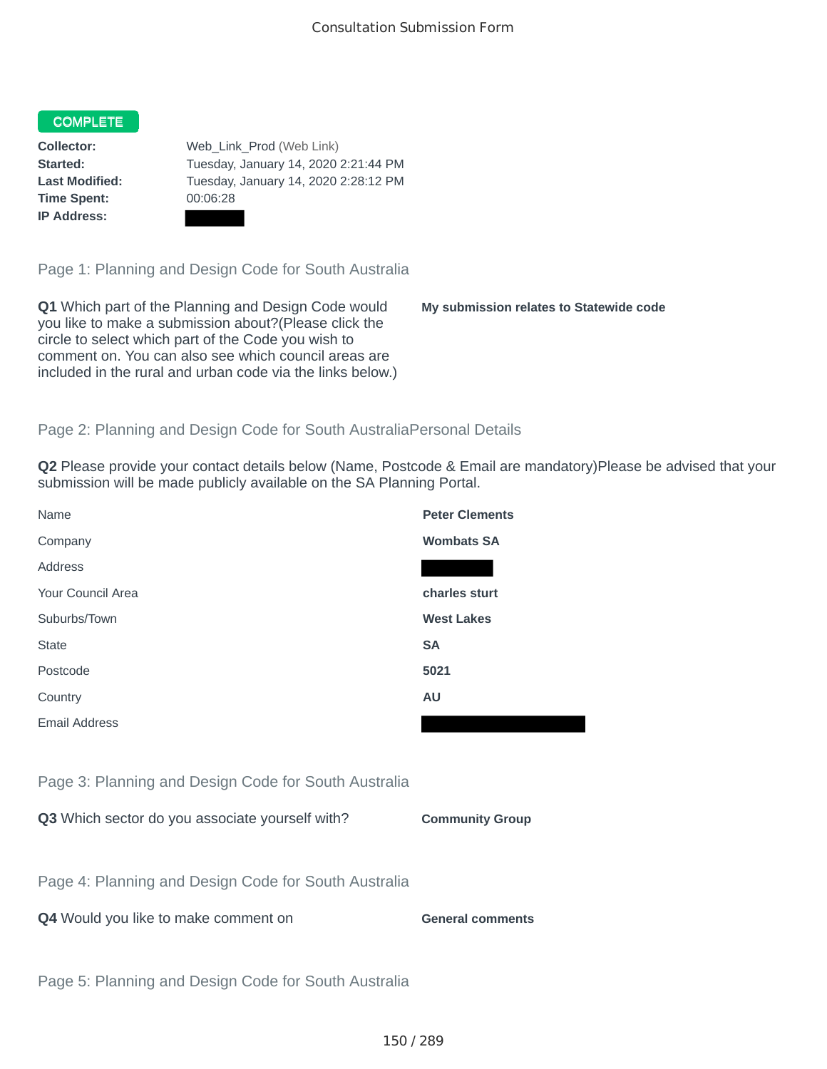Consultation Submission Form

**COMPLETE**

| | |
|---|---|
| **Collector:** | Web_Link_Prod (Web Link) |
| **Started:** | Tuesday, January 14, 2020 2:21:44 PM |
| **Last Modified:** | Tuesday, January 14, 2020 2:28:12 PM |
| **Time Spent:** | 00:06:28 |
| **IP Address:** | |

## Page 1: Planning and Design Code for South Australia

**Q1** Which part of the Planning and Design Code would you like to make a submission about?(Please click the circle to select which part of the Code you wish to comment on. You can also see which council areas are included in the rural and urban code via the links below.)

**My submission relates to Statewide code**

## Page 2: Planning and Design Code for South AustraliaPersonal Details

**Q2** Please provide your contact details below (Name, Postcode & Email are mandatory)Please be advised that your submission will be made publicly available on the SA Planning Portal.

| | |
|---|---|
| Name | **Peter Clements** |
| Company | **Wombats SA** |
| Address | |
| Your Council Area | **charles sturt** |
| Suburbs/Town | **West Lakes** |
| State | **SA** |
| Postcode | **5021** |
| Country | **AU** |
| Email Address | |

## Page 3: Planning and Design Code for South Australia

**Q3** Which sector do you associate yourself with?

**Community Group**

## Page 4: Planning and Design Code for South Australia

**Q4** Would you like to make comment on

**General comments**

## Page 5: Planning and Design Code for South Australia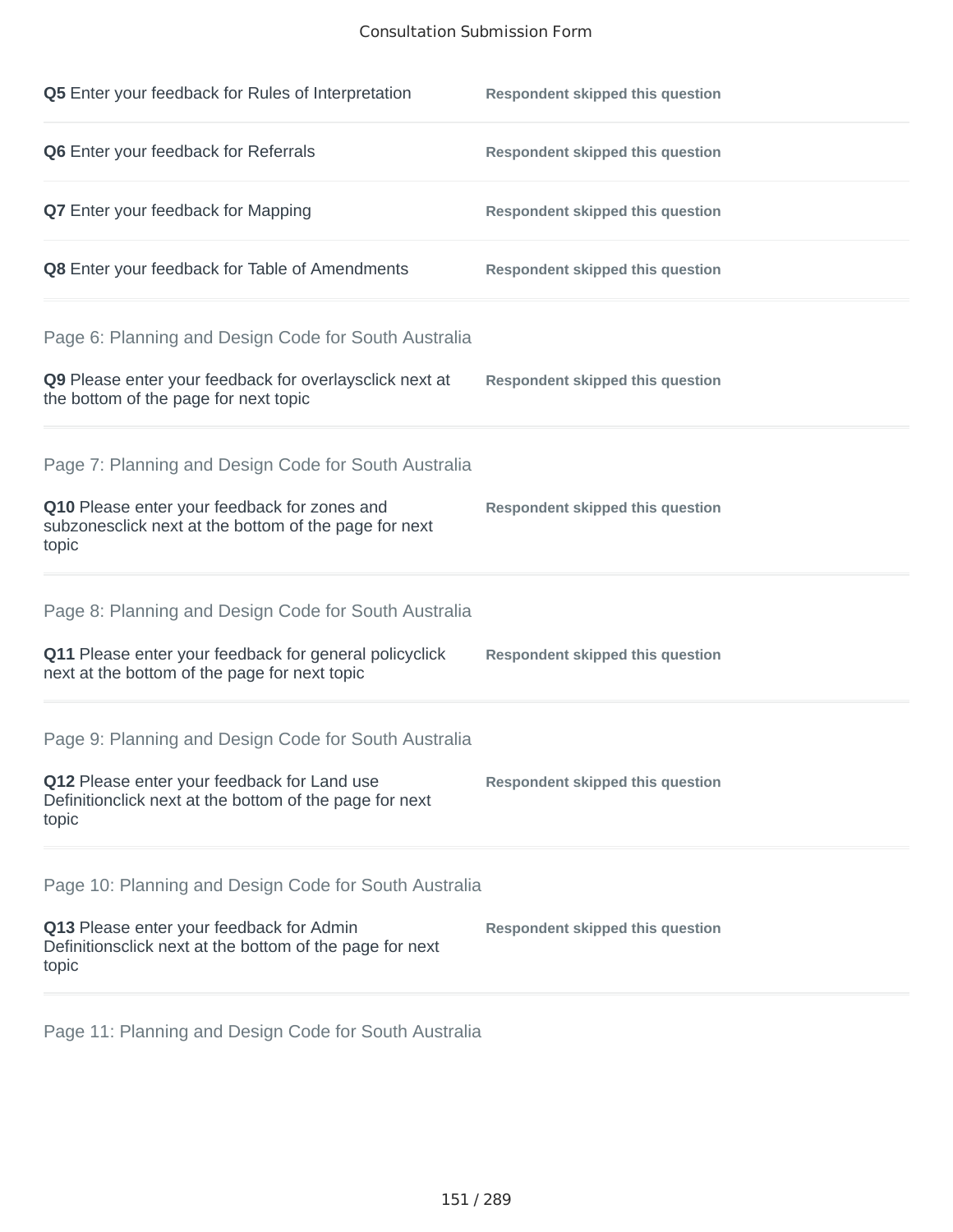**Q5** Enter your feedback for Rules of Interpretation — **Respondent skipped this question**

**Q6** Enter your feedback for Referrals — **Respondent skipped this question**

**Q7** Enter your feedback for Mapping — **Respondent skipped this question**

**Q8** Enter your feedback for Table of Amendments — **Respondent skipped this question**

## Page 6: Planning and Design Code for South Australia

**Q9** Please enter your feedback for overlaysclick next at the bottom of the page for next topic — **Respondent skipped this question**

## Page 7: Planning and Design Code for South Australia

**Q10** Please enter your feedback for zones and subzonesclick next at the bottom of the page for next topic — **Respondent skipped this question**

## Page 8: Planning and Design Code for South Australia

**Q11** Please enter your feedback for general policyclick next at the bottom of the page for next topic — **Respondent skipped this question**

## Page 9: Planning and Design Code for South Australia

**Q12** Please enter your feedback for Land use Definitionclick next at the bottom of the page for next topic — **Respondent skipped this question**

## Page 10: Planning and Design Code for South Australia

**Q13** Please enter your feedback for Admin Definitionsclick next at the bottom of the page for next topic — **Respondent skipped this question**

## Page 11: Planning and Design Code for South Australia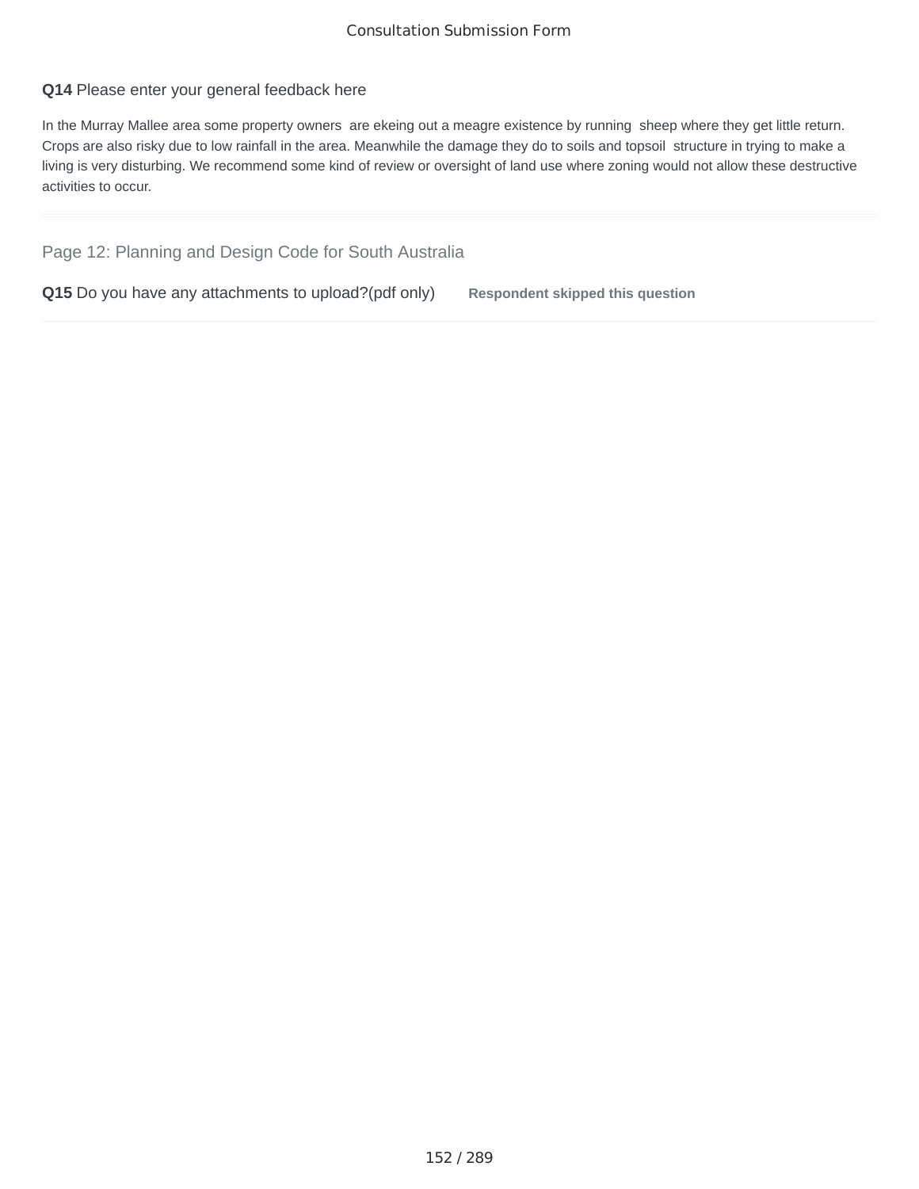**Q14** Please enter your general feedback here

In the Murray Mallee area some property owners are ekeing out a meagre existence by running sheep where they get little return. Crops are also risky due to low rainfall in the area. Meanwhile the damage they do to soils and topsoil structure in trying to make a living is very disturbing. We recommend some kind of review or oversight of land use where zoning would not allow these destructive activities to occur.

## Page 12: Planning and Design Code for South Australia

**Q15** Do you have any attachments to upload?(pdf only) **Respondent skipped this question**